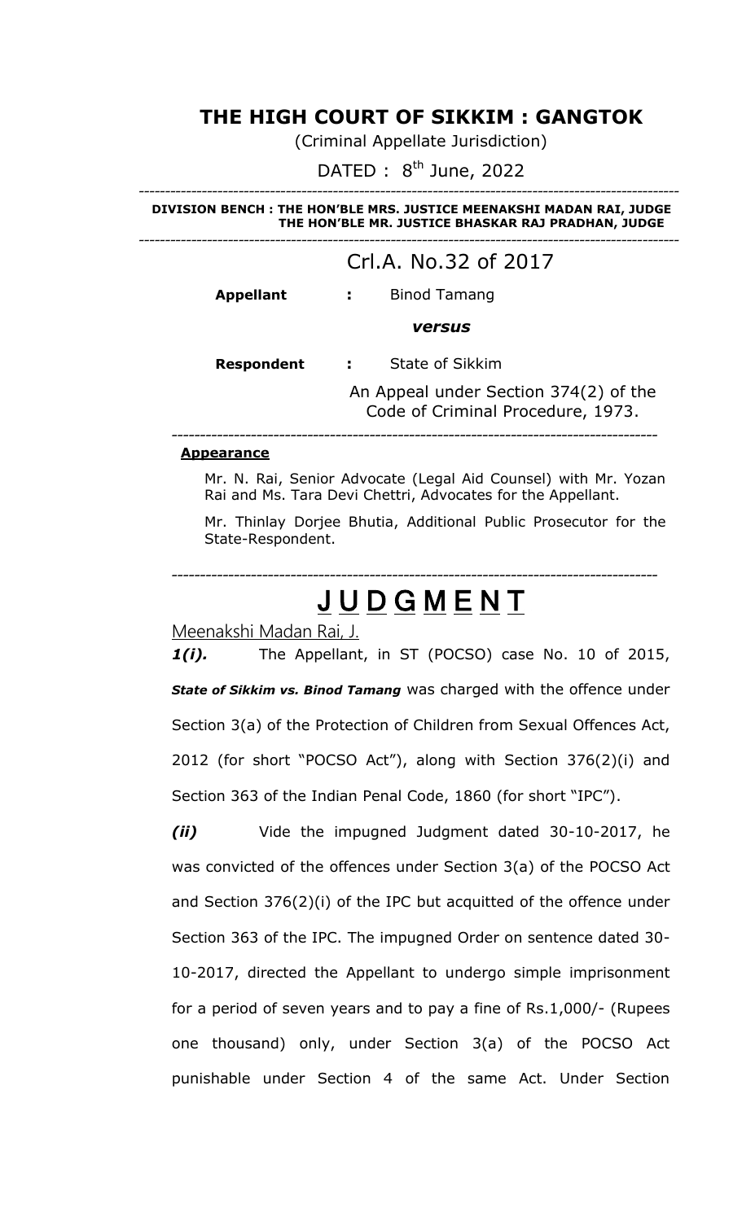# THE HIGH COURT OF SIKKIM : GANGTOK

(Criminal Appellate Jurisdiction)

DATED : 8th June, 2022

---

**DIVISION BENCH : THE HON'BLE MRS. JUSTICE MEENAKSHI MADAN RAI, JUDGE**
**THE HON'BLE MR. JUSTICE BHASKAR RAJ PRADHAN, JUDGE**

---

## Crl.A. No.32 of 2017

**Appellant** **:** Binod Tamang

***versus***

**Respondent** **:** State of Sikkim

An Appeal under Section 374(2) of the Code of Criminal Procedure, 1973.

---

**Appearance**

Mr. N. Rai, Senior Advocate (Legal Aid Counsel) with Mr. Yozan Rai and Ms. Tara Devi Chettri, Advocates for the Appellant.

Mr. Thinlay Dorjee Bhutia, Additional Public Prosecutor for the State-Respondent.

---

# JUDGMENT

Meenakshi Madan Rai, J.

***1(i).*** The Appellant, in ST (POCSO) case No. 10 of 2015, ***State of Sikkim vs. Binod Tamang*** was charged with the offence under Section 3(a) of the Protection of Children from Sexual Offences Act, 2012 (for short "POCSO Act"), along with Section 376(2)(i) and Section 363 of the Indian Penal Code, 1860 (for short "IPC").

***(ii)*** Vide the impugned Judgment dated 30-10-2017, he was convicted of the offences under Section 3(a) of the POCSO Act and Section 376(2)(i) of the IPC but acquitted of the offence under Section 363 of the IPC. The impugned Order on sentence dated 30-10-2017, directed the Appellant to undergo simple imprisonment for a period of seven years and to pay a fine of Rs.1,000/- (Rupees one thousand) only, under Section 3(a) of the POCSO Act punishable under Section 4 of the same Act. Under Section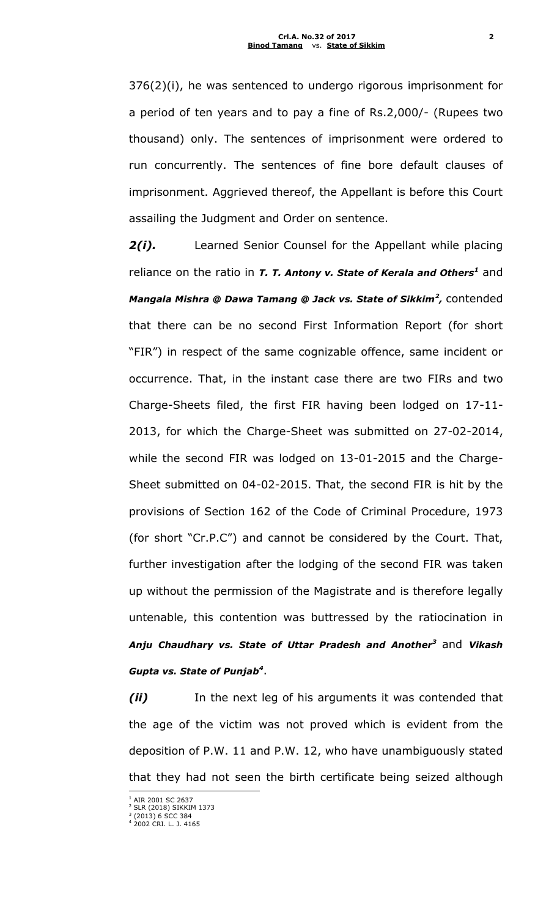376(2)(i), he was sentenced to undergo rigorous imprisonment for a period of ten years and to pay a fine of Rs.2,000/- (Rupees two thousand) only. The sentences of imprisonment were ordered to run concurrently. The sentences of fine bore default clauses of imprisonment. Aggrieved thereof, the Appellant is before this Court assailing the Judgment and Order on sentence.

***2(i).*** Learned Senior Counsel for the Appellant while placing reliance on the ratio in ***T. T. Antony v. State of Kerala and Others***[1] and ***Mangala Mishra @ Dawa Tamang @ Jack vs. State of Sikkim***[2], contended that there can be no second First Information Report (for short "FIR") in respect of the same cognizable offence, same incident or occurrence. That, in the instant case there are two FIRs and two Charge-Sheets filed, the first FIR having been lodged on 17-11-2013, for which the Charge-Sheet was submitted on 27-02-2014, while the second FIR was lodged on 13-01-2015 and the Charge-Sheet submitted on 04-02-2015. That, the second FIR is hit by the provisions of Section 162 of the Code of Criminal Procedure, 1973 (for short "Cr.P.C") and cannot be considered by the Court. That, further investigation after the lodging of the second FIR was taken up without the permission of the Magistrate and is therefore legally untenable, this contention was buttressed by the ratiocination in ***Anju Chaudhary vs. State of Uttar Pradesh and Another***[3] and ***Vikash Gupta vs. State of Punjab***[4].

***(ii)*** In the next leg of his arguments it was contended that the age of the victim was not proved which is evident from the deposition of P.W. 11 and P.W. 12, who have unambiguously stated that they had not seen the birth certificate being seized although

---

[1] AIR 2001 SC 2637
[2] SLR (2018) SIKKIM 1373
[3] (2013) 6 SCC 384
[4] 2002 CRI. L. J. 4165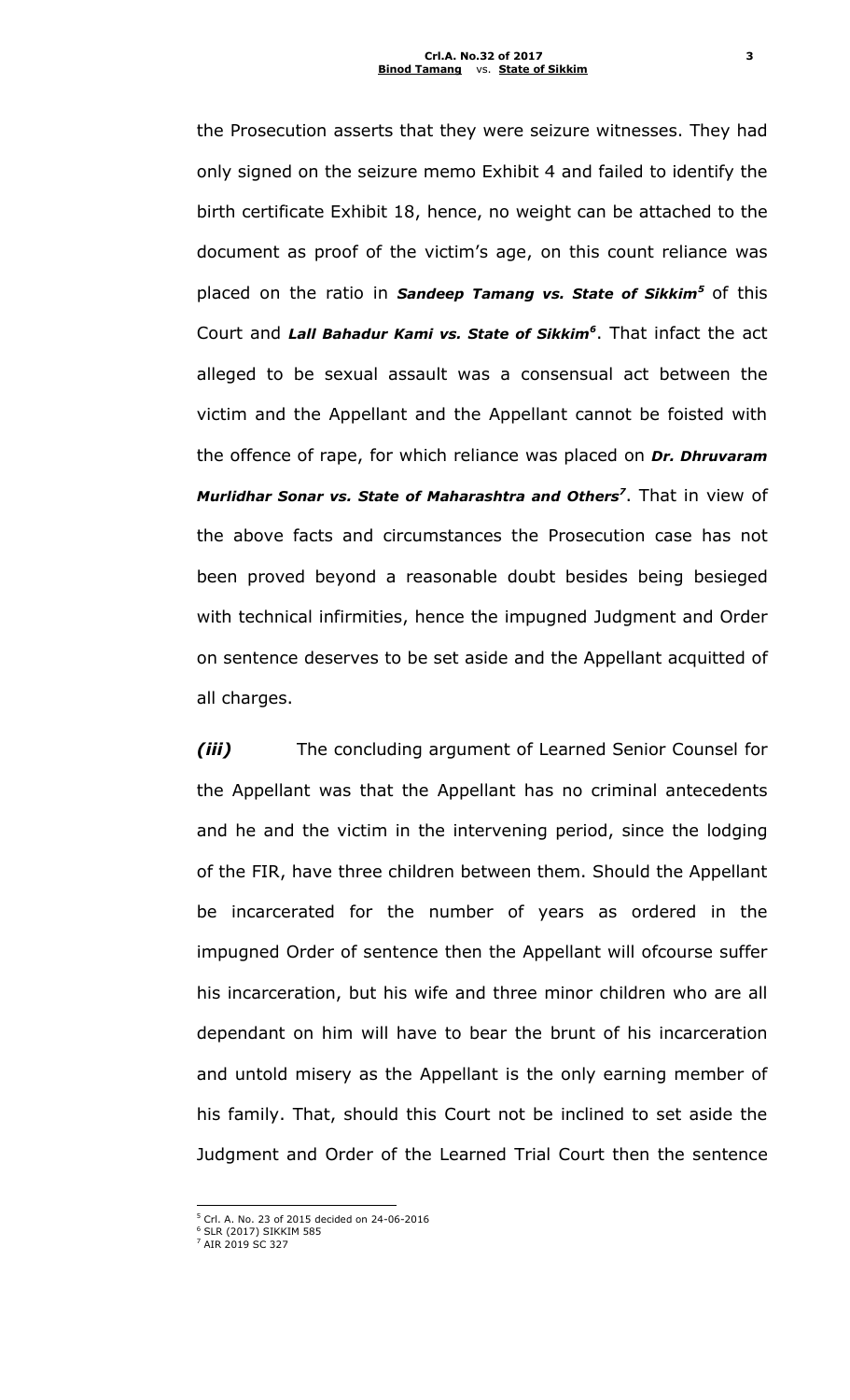the Prosecution asserts that they were seizure witnesses. They had only signed on the seizure memo Exhibit 4 and failed to identify the birth certificate Exhibit 18, hence, no weight can be attached to the document as proof of the victim's age, on this count reliance was placed on the ratio in ***Sandeep Tamang vs. State of Sikkim***[5] of this Court and ***Lall Bahadur Kami vs. State of Sikkim***[6]. That infact the act alleged to be sexual assault was a consensual act between the victim and the Appellant and the Appellant cannot be foisted with the offence of rape, for which reliance was placed on ***Dr. Dhruvaram Murlidhar Sonar vs. State of Maharashtra and Others***[7]. That in view of the above facts and circumstances the Prosecution case has not been proved beyond a reasonable doubt besides being besieged with technical infirmities, hence the impugned Judgment and Order on sentence deserves to be set aside and the Appellant acquitted of all charges.

***(iii)*** The concluding argument of Learned Senior Counsel for the Appellant was that the Appellant has no criminal antecedents and he and the victim in the intervening period, since the lodging of the FIR, have three children between them. Should the Appellant be incarcerated for the number of years as ordered in the impugned Order of sentence then the Appellant will ofcourse suffer his incarceration, but his wife and three minor children who are all dependant on him will have to bear the brunt of his incarceration and untold misery as the Appellant is the only earning member of his family. That, should this Court not be inclined to set aside the Judgment and Order of the Learned Trial Court then the sentence

---

[5] Crl. A. No. 23 of 2015 decided on 24-06-2016

[6] SLR (2017) SIKKIM 585

[7] AIR 2019 SC 327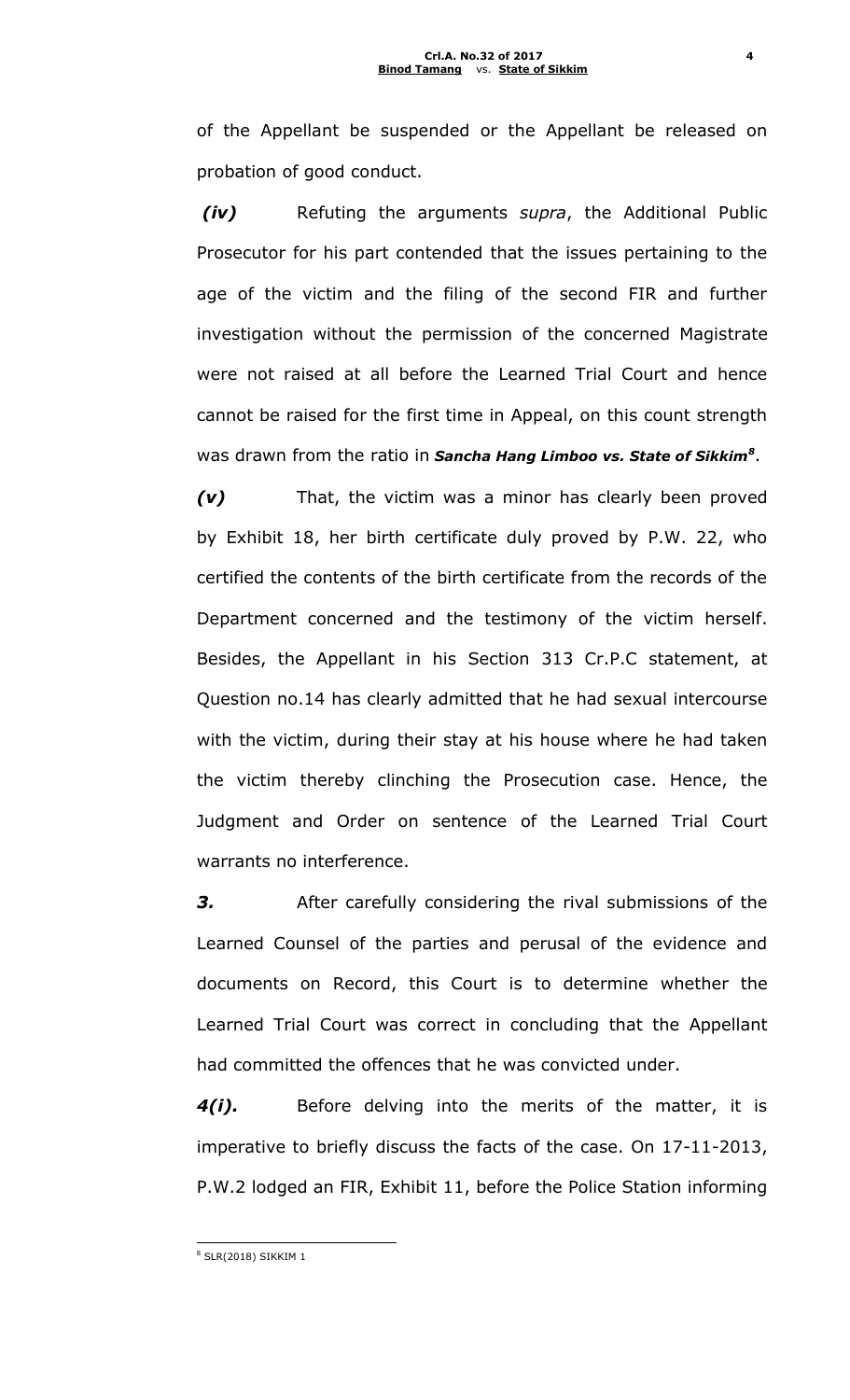of the Appellant be suspended or the Appellant be released on probation of good conduct.

***(iv)*** Refuting the arguments *supra*, the Additional Public Prosecutor for his part contended that the issues pertaining to the age of the victim and the filing of the second FIR and further investigation without the permission of the concerned Magistrate were not raised at all before the Learned Trial Court and hence cannot be raised for the first time in Appeal, on this count strength was drawn from the ratio in ***Sancha Hang Limboo vs. State of Sikkim***[8].

***(v)*** That, the victim was a minor has clearly been proved by Exhibit 18, her birth certificate duly proved by P.W. 22, who certified the contents of the birth certificate from the records of the Department concerned and the testimony of the victim herself. Besides, the Appellant in his Section 313 Cr.P.C statement, at Question no.14 has clearly admitted that he had sexual intercourse with the victim, during their stay at his house where he had taken the victim thereby clinching the Prosecution case. Hence, the Judgment and Order on sentence of the Learned Trial Court warrants no interference.

***3.*** After carefully considering the rival submissions of the Learned Counsel of the parties and perusal of the evidence and documents on Record, this Court is to determine whether the Learned Trial Court was correct in concluding that the Appellant had committed the offences that he was convicted under.

***4(i).*** Before delving into the merits of the matter, it is imperative to briefly discuss the facts of the case. On 17-11-2013, P.W.2 lodged an FIR, Exhibit 11, before the Police Station informing

---

[8] SLR(2018) SIKKIM 1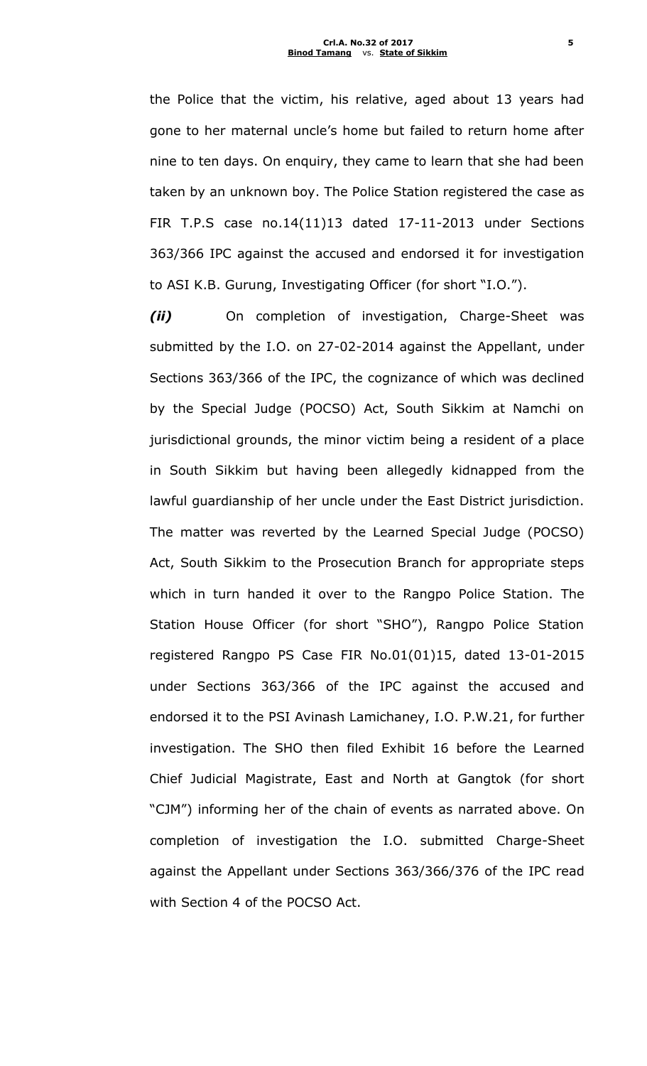the Police that the victim, his relative, aged about 13 years had gone to her maternal uncle's home but failed to return home after nine to ten days. On enquiry, they came to learn that she had been taken by an unknown boy. The Police Station registered the case as FIR T.P.S case no.14(11)13 dated 17-11-2013 under Sections 363/366 IPC against the accused and endorsed it for investigation to ASI K.B. Gurung, Investigating Officer (for short "I.O.").

***(ii)*** On completion of investigation, Charge-Sheet was submitted by the I.O. on 27-02-2014 against the Appellant, under Sections 363/366 of the IPC, the cognizance of which was declined by the Special Judge (POCSO) Act, South Sikkim at Namchi on jurisdictional grounds, the minor victim being a resident of a place in South Sikkim but having been allegedly kidnapped from the lawful guardianship of her uncle under the East District jurisdiction. The matter was reverted by the Learned Special Judge (POCSO) Act, South Sikkim to the Prosecution Branch for appropriate steps which in turn handed it over to the Rangpo Police Station. The Station House Officer (for short "SHO"), Rangpo Police Station registered Rangpo PS Case FIR No.01(01)15, dated 13-01-2015 under Sections 363/366 of the IPC against the accused and endorsed it to the PSI Avinash Lamichaney, I.O. P.W.21, for further investigation. The SHO then filed Exhibit 16 before the Learned Chief Judicial Magistrate, East and North at Gangtok (for short "CJM") informing her of the chain of events as narrated above. On completion of investigation the I.O. submitted Charge-Sheet against the Appellant under Sections 363/366/376 of the IPC read with Section 4 of the POCSO Act.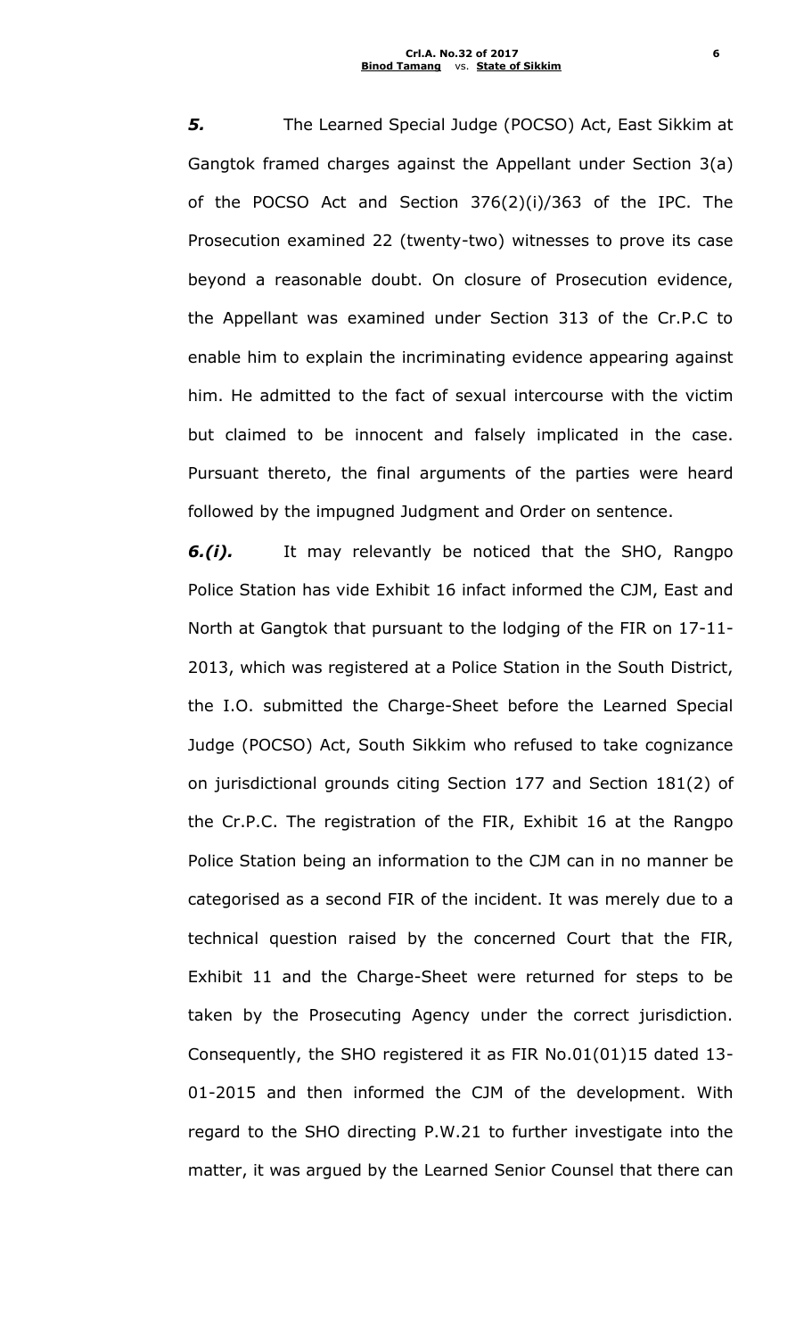***5.*** The Learned Special Judge (POCSO) Act, East Sikkim at Gangtok framed charges against the Appellant under Section 3(a) of the POCSO Act and Section 376(2)(i)/363 of the IPC. The Prosecution examined 22 (twenty-two) witnesses to prove its case beyond a reasonable doubt. On closure of Prosecution evidence, the Appellant was examined under Section 313 of the Cr.P.C to enable him to explain the incriminating evidence appearing against him. He admitted to the fact of sexual intercourse with the victim but claimed to be innocent and falsely implicated in the case. Pursuant thereto, the final arguments of the parties were heard followed by the impugned Judgment and Order on sentence.

***6.(i).*** It may relevantly be noticed that the SHO, Rangpo Police Station has vide Exhibit 16 infact informed the CJM, East and North at Gangtok that pursuant to the lodging of the FIR on 17-11-2013, which was registered at a Police Station in the South District, the I.O. submitted the Charge-Sheet before the Learned Special Judge (POCSO) Act, South Sikkim who refused to take cognizance on jurisdictional grounds citing Section 177 and Section 181(2) of the Cr.P.C. The registration of the FIR, Exhibit 16 at the Rangpo Police Station being an information to the CJM can in no manner be categorised as a second FIR of the incident. It was merely due to a technical question raised by the concerned Court that the FIR, Exhibit 11 and the Charge-Sheet were returned for steps to be taken by the Prosecuting Agency under the correct jurisdiction. Consequently, the SHO registered it as FIR No.01(01)15 dated 13-01-2015 and then informed the CJM of the development. With regard to the SHO directing P.W.21 to further investigate into the matter, it was argued by the Learned Senior Counsel that there can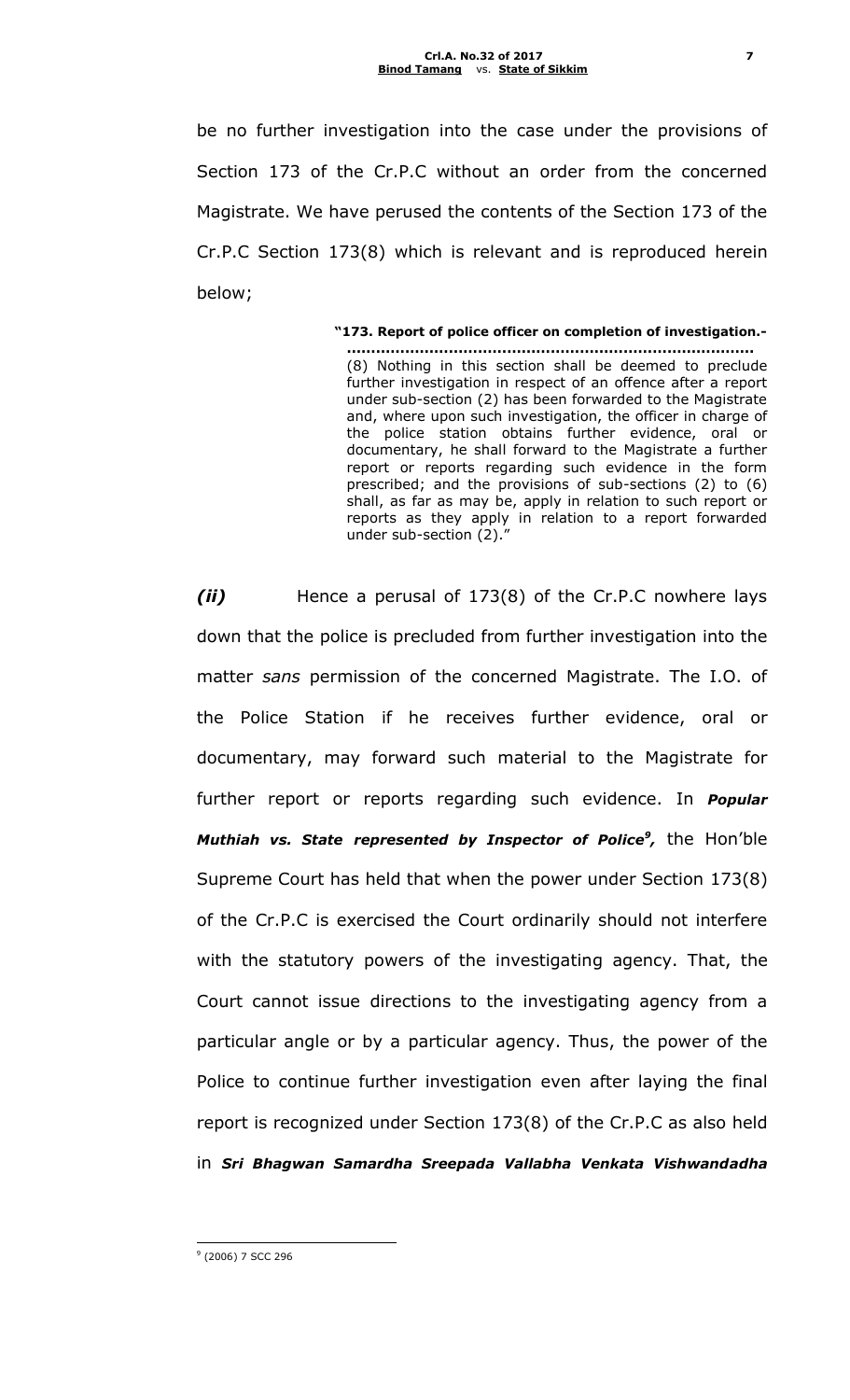be no further investigation into the case under the provisions of Section 173 of the Cr.P.C without an order from the concerned Magistrate. We have perused the contents of the Section 173 of the Cr.P.C Section 173(8) which is relevant and is reproduced herein below;

> **"173. Report of police officer on completion of investigation.-**
> **…………………………………………………………………………**
> (8) Nothing in this section shall be deemed to preclude further investigation in respect of an offence after a report under sub-section (2) has been forwarded to the Magistrate and, where upon such investigation, the officer in charge of the police station obtains further evidence, oral or documentary, he shall forward to the Magistrate a further report or reports regarding such evidence in the form prescribed; and the provisions of sub-sections (2) to (6) shall, as far as may be, apply in relation to such report or reports as they apply in relation to a report forwarded under sub-section (2)."

***(ii)*** Hence a perusal of 173(8) of the Cr.P.C nowhere lays down that the police is precluded from further investigation into the matter *sans* permission of the concerned Magistrate. The I.O. of the Police Station if he receives further evidence, oral or documentary, may forward such material to the Magistrate for further report or reports regarding such evidence. In ***Popular Muthiah vs. State represented by Inspector of Police***[9]*,* the Hon'ble Supreme Court has held that when the power under Section 173(8) of the Cr.P.C is exercised the Court ordinarily should not interfere with the statutory powers of the investigating agency. That, the Court cannot issue directions to the investigating agency from a particular angle or by a particular agency. Thus, the power of the Police to continue further investigation even after laying the final report is recognized under Section 173(8) of the Cr.P.C as also held in ***Sri Bhagwan Samardha Sreepada Vallabha Venkata Vishwandadha***

---

[9] (2006) 7 SCC 296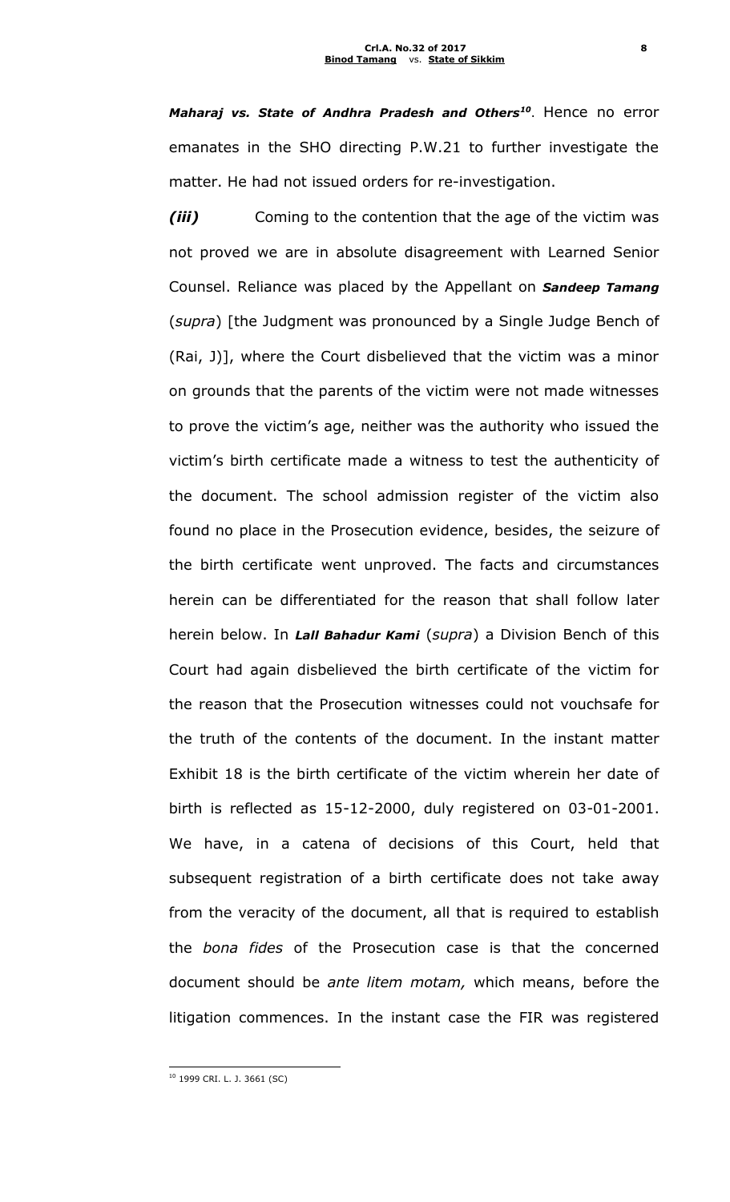***Maharaj vs. State of Andhra Pradesh and Others***[10]. Hence no error emanates in the SHO directing P.W.21 to further investigate the matter. He had not issued orders for re-investigation.

***(iii)*** Coming to the contention that the age of the victim was not proved we are in absolute disagreement with Learned Senior Counsel. Reliance was placed by the Appellant on ***Sandeep Tamang*** (*supra*) [the Judgment was pronounced by a Single Judge Bench of (Rai, J)], where the Court disbelieved that the victim was a minor on grounds that the parents of the victim were not made witnesses to prove the victim's age, neither was the authority who issued the victim's birth certificate made a witness to test the authenticity of the document. The school admission register of the victim also found no place in the Prosecution evidence, besides, the seizure of the birth certificate went unproved. The facts and circumstances herein can be differentiated for the reason that shall follow later herein below. In ***Lall Bahadur Kami*** (*supra*) a Division Bench of this Court had again disbelieved the birth certificate of the victim for the reason that the Prosecution witnesses could not vouchsafe for the truth of the contents of the document. In the instant matter Exhibit 18 is the birth certificate of the victim wherein her date of birth is reflected as 15-12-2000, duly registered on 03-01-2001. We have, in a catena of decisions of this Court, held that subsequent registration of a birth certificate does not take away from the veracity of the document, all that is required to establish the *bona fides* of the Prosecution case is that the concerned document should be *ante litem motam,* which means, before the litigation commences. In the instant case the FIR was registered

---

[10] 1999 CRI. L. J. 3661 (SC)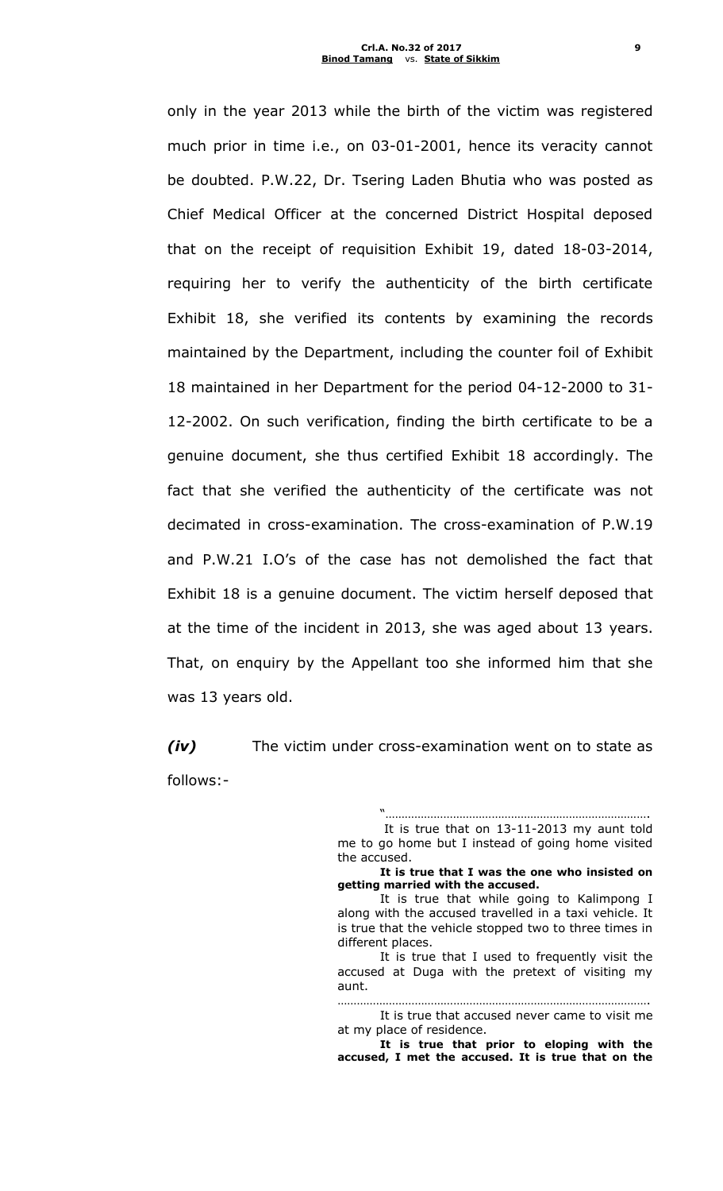only in the year 2013 while the birth of the victim was registered much prior in time i.e., on 03-01-2001, hence its veracity cannot be doubted. P.W.22, Dr. Tsering Laden Bhutia who was posted as Chief Medical Officer at the concerned District Hospital deposed that on the receipt of requisition Exhibit 19, dated 18-03-2014, requiring her to verify the authenticity of the birth certificate Exhibit 18, she verified its contents by examining the records maintained by the Department, including the counter foil of Exhibit 18 maintained in her Department for the period 04-12-2000 to 31-12-2002. On such verification, finding the birth certificate to be a genuine document, she thus certified Exhibit 18 accordingly. The fact that she verified the authenticity of the certificate was not decimated in cross-examination. The cross-examination of P.W.19 and P.W.21 I.O's of the case has not demolished the fact that Exhibit 18 is a genuine document. The victim herself deposed that at the time of the incident in 2013, she was aged about 13 years. That, on enquiry by the Appellant too she informed him that she was 13 years old.

***(iv)*** The victim under cross-examination went on to state as follows:-

> "…………………………………………………………………….
>
> It is true that on 13-11-2013 my aunt told me to go home but I instead of going home visited the accused.
>
> **It is true that I was the one who insisted on getting married with the accused.**
>
> It is true that while going to Kalimpong I along with the accused travelled in a taxi vehicle. It is true that the vehicle stopped two to three times in different places.
>
> It is true that I used to frequently visit the accused at Duga with the pretext of visiting my aunt.
>
> ………………………………………………………………………………….
>
> It is true that accused never came to visit me at my place of residence.
>
> **It is true that prior to eloping with the accused, I met the accused. It is true that on the**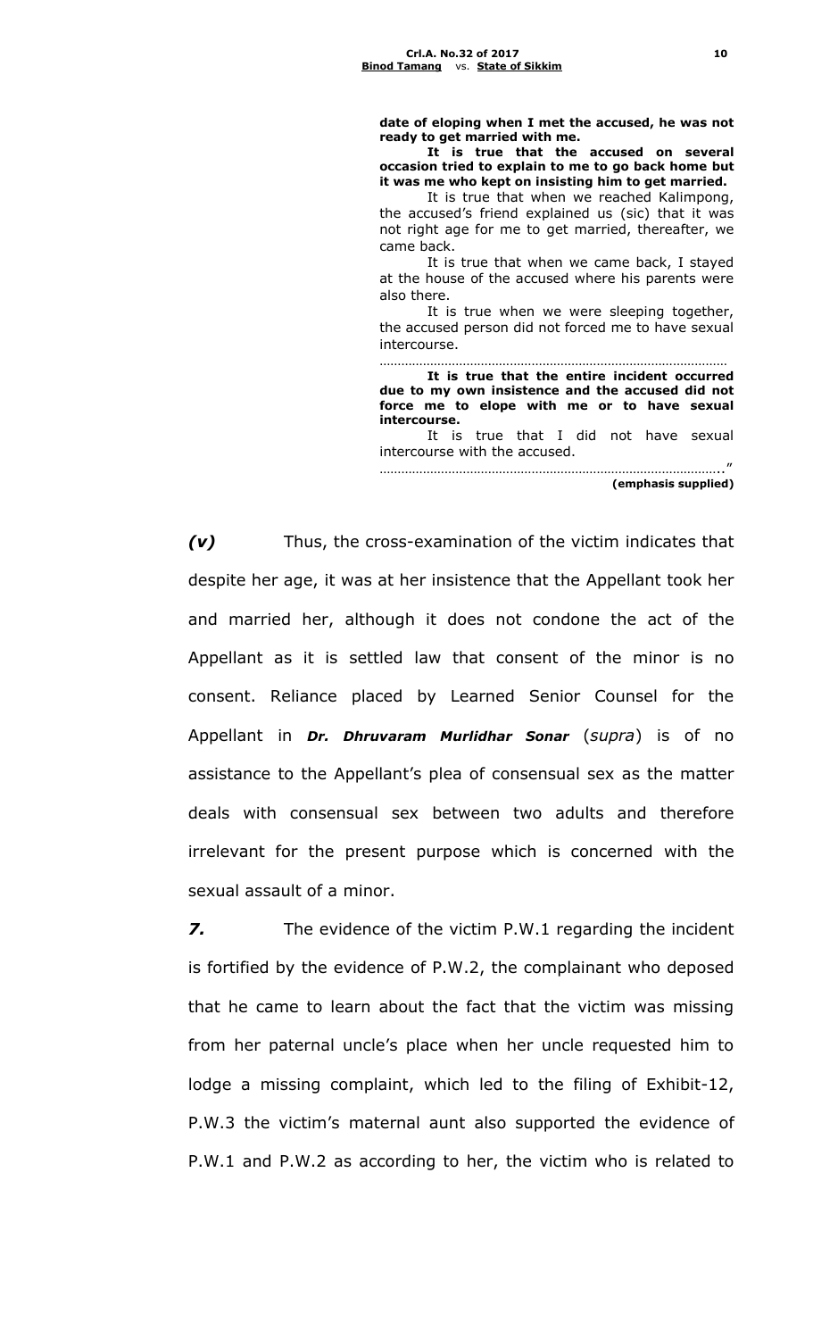**date of eloping when I met the accused, he was not ready to get married with me.**

**It is true that the accused on several occasion tried to explain to me to go back home but it was me who kept on insisting him to get married.**

It is true that when we reached Kalimpong, the accused's friend explained us (sic) that it was not right age for me to get married, thereafter, we came back.

It is true that when we came back, I stayed at the house of the accused where his parents were also there.

It is true when we were sleeping together, the accused person did not forced me to have sexual intercourse.

……………………………………………………………………………………

**It is true that the entire incident occurred due to my own insistence and the accused did not force me to elope with me or to have sexual intercourse.**

It is true that I did not have sexual intercourse with the accused.

……………………………………………………………………………………..."

**(emphasis supplied)**

***(v)*** Thus, the cross-examination of the victim indicates that despite her age, it was at her insistence that the Appellant took her and married her, although it does not condone the act of the Appellant as it is settled law that consent of the minor is no consent. Reliance placed by Learned Senior Counsel for the Appellant in ***Dr. Dhruvaram Murlidhar Sonar*** (*supra*) is of no assistance to the Appellant's plea of consensual sex as the matter deals with consensual sex between two adults and therefore irrelevant for the present purpose which is concerned with the sexual assault of a minor.

***7.*** The evidence of the victim P.W.1 regarding the incident is fortified by the evidence of P.W.2, the complainant who deposed that he came to learn about the fact that the victim was missing from her paternal uncle's place when her uncle requested him to lodge a missing complaint, which led to the filing of Exhibit-12, P.W.3 the victim's maternal aunt also supported the evidence of P.W.1 and P.W.2 as according to her, the victim who is related to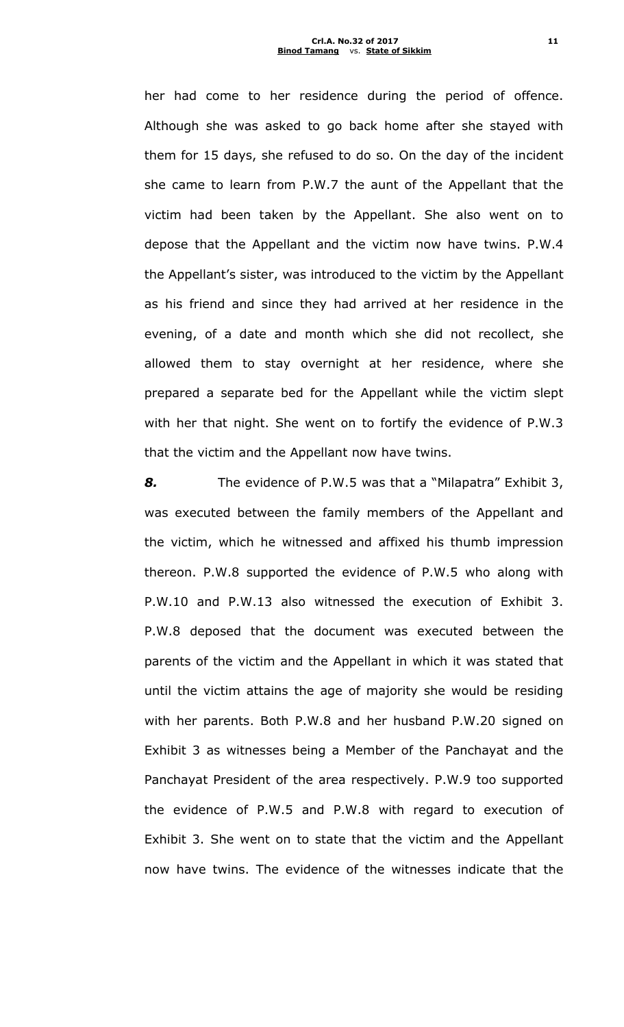her had come to her residence during the period of offence. Although she was asked to go back home after she stayed with them for 15 days, she refused to do so. On the day of the incident she came to learn from P.W.7 the aunt of the Appellant that the victim had been taken by the Appellant. She also went on to depose that the Appellant and the victim now have twins. P.W.4 the Appellant's sister, was introduced to the victim by the Appellant as his friend and since they had arrived at her residence in the evening, of a date and month which she did not recollect, she allowed them to stay overnight at her residence, where she prepared a separate bed for the Appellant while the victim slept with her that night. She went on to fortify the evidence of P.W.3 that the victim and the Appellant now have twins.

***8.*** The evidence of P.W.5 was that a "Milapatra" Exhibit 3, was executed between the family members of the Appellant and the victim, which he witnessed and affixed his thumb impression thereon. P.W.8 supported the evidence of P.W.5 who along with P.W.10 and P.W.13 also witnessed the execution of Exhibit 3. P.W.8 deposed that the document was executed between the parents of the victim and the Appellant in which it was stated that until the victim attains the age of majority she would be residing with her parents. Both P.W.8 and her husband P.W.20 signed on Exhibit 3 as witnesses being a Member of the Panchayat and the Panchayat President of the area respectively. P.W.9 too supported the evidence of P.W.5 and P.W.8 with regard to execution of Exhibit 3. She went on to state that the victim and the Appellant now have twins. The evidence of the witnesses indicate that the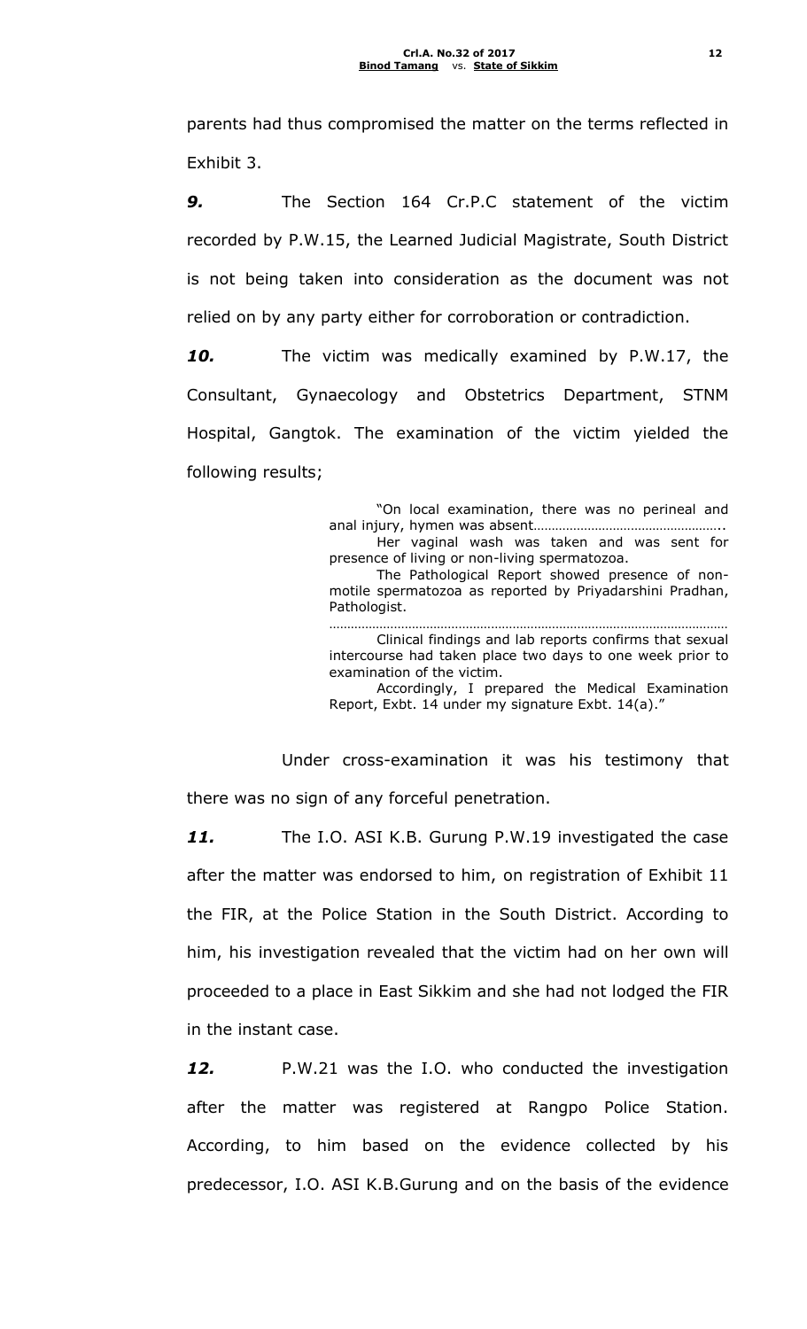parents had thus compromised the matter on the terms reflected in Exhibit 3.

***9.*** The Section 164 Cr.P.C statement of the victim recorded by P.W.15, the Learned Judicial Magistrate, South District is not being taken into consideration as the document was not relied on by any party either for corroboration or contradiction.

***10.*** The victim was medically examined by P.W.17, the Consultant, Gynaecology and Obstetrics Department, STNM Hospital, Gangtok. The examination of the victim yielded the following results;

> "On local examination, there was no perineal and anal injury, hymen was absent…………………………………………..
>
> Her vaginal wash was taken and was sent for presence of living or non-living spermatozoa.
>
> The Pathological Report showed presence of non-motile spermatozoa as reported by Priyadarshini Pradhan, Pathologist.
>
> ……………………………………………………………………………………………
>
> Clinical findings and lab reports confirms that sexual intercourse had taken place two days to one week prior to examination of the victim.
>
> Accordingly, I prepared the Medical Examination Report, Exbt. 14 under my signature Exbt. 14(a)."

Under cross-examination it was his testimony that there was no sign of any forceful penetration.

***11.*** The I.O. ASI K.B. Gurung P.W.19 investigated the case after the matter was endorsed to him, on registration of Exhibit 11 the FIR, at the Police Station in the South District. According to him, his investigation revealed that the victim had on her own will proceeded to a place in East Sikkim and she had not lodged the FIR in the instant case.

***12.*** P.W.21 was the I.O. who conducted the investigation after the matter was registered at Rangpo Police Station. According, to him based on the evidence collected by his predecessor, I.O. ASI K.B.Gurung and on the basis of the evidence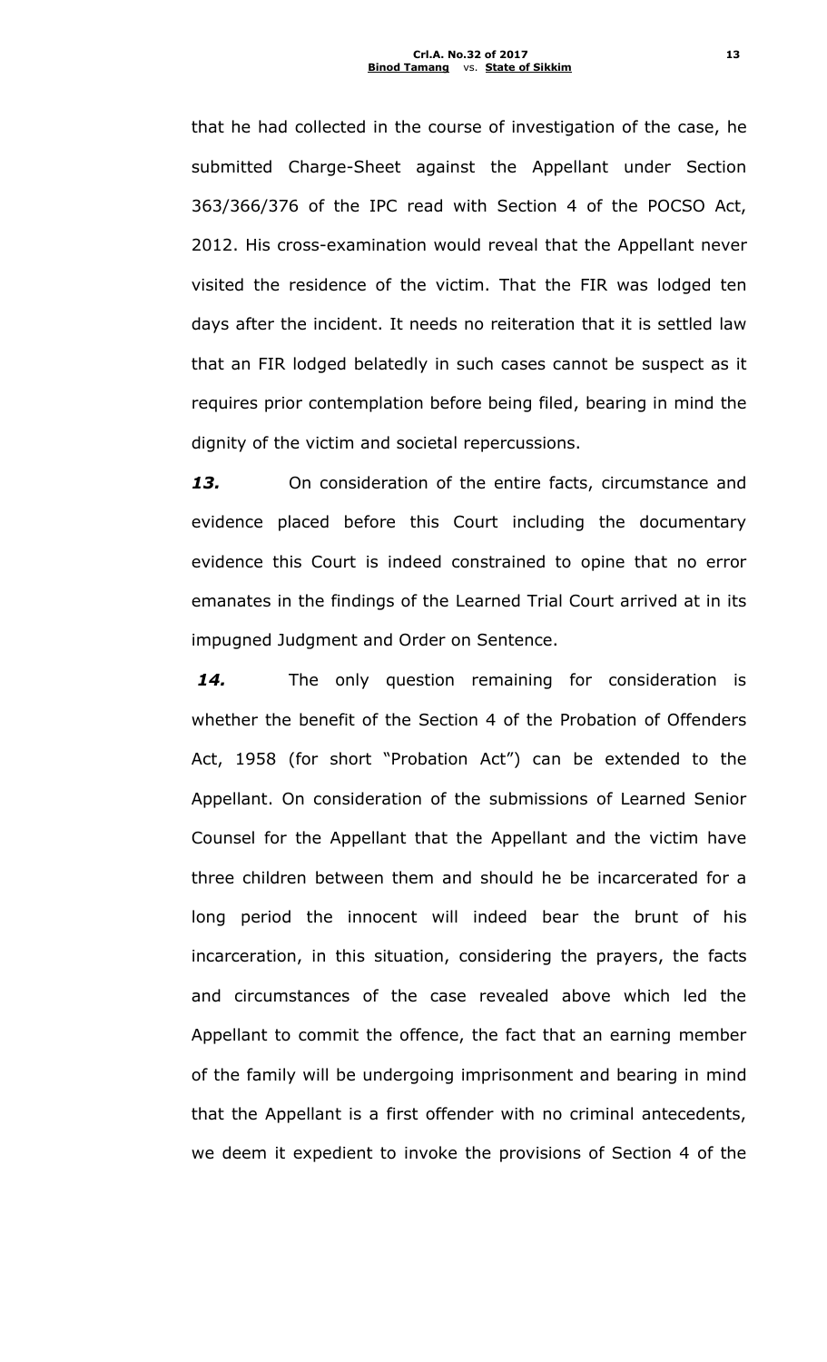that he had collected in the course of investigation of the case, he submitted Charge-Sheet against the Appellant under Section 363/366/376 of the IPC read with Section 4 of the POCSO Act, 2012. His cross-examination would reveal that the Appellant never visited the residence of the victim. That the FIR was lodged ten days after the incident. It needs no reiteration that it is settled law that an FIR lodged belatedly in such cases cannot be suspect as it requires prior contemplation before being filed, bearing in mind the dignity of the victim and societal repercussions.

***13.*** On consideration of the entire facts, circumstance and evidence placed before this Court including the documentary evidence this Court is indeed constrained to opine that no error emanates in the findings of the Learned Trial Court arrived at in its impugned Judgment and Order on Sentence.

***14.*** The only question remaining for consideration is whether the benefit of the Section 4 of the Probation of Offenders Act, 1958 (for short "Probation Act") can be extended to the Appellant. On consideration of the submissions of Learned Senior Counsel for the Appellant that the Appellant and the victim have three children between them and should he be incarcerated for a long period the innocent will indeed bear the brunt of his incarceration, in this situation, considering the prayers, the facts and circumstances of the case revealed above which led the Appellant to commit the offence, the fact that an earning member of the family will be undergoing imprisonment and bearing in mind that the Appellant is a first offender with no criminal antecedents, we deem it expedient to invoke the provisions of Section 4 of the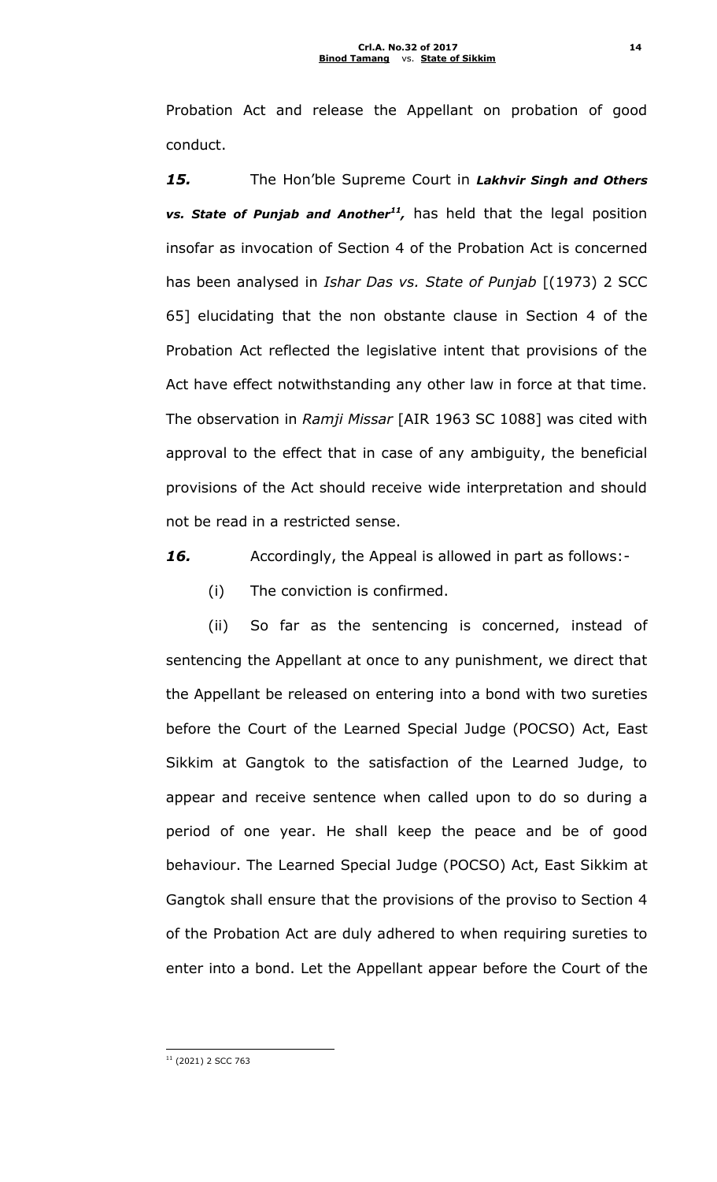Probation Act and release the Appellant on probation of good conduct.

***15.*** The Hon'ble Supreme Court in ***Lakhvir Singh and Others vs. State of Punjab and Another***[11], has held that the legal position insofar as invocation of Section 4 of the Probation Act is concerned has been analysed in *Ishar Das vs. State of Punjab* [(1973) 2 SCC 65] elucidating that the non obstante clause in Section 4 of the Probation Act reflected the legislative intent that provisions of the Act have effect notwithstanding any other law in force at that time. The observation in *Ramji Missar* [AIR 1963 SC 1088] was cited with approval to the effect that in case of any ambiguity, the beneficial provisions of the Act should receive wide interpretation and should not be read in a restricted sense.

***16.*** Accordingly, the Appeal is allowed in part as follows:-

(i) The conviction is confirmed.

(ii) So far as the sentencing is concerned, instead of sentencing the Appellant at once to any punishment, we direct that the Appellant be released on entering into a bond with two sureties before the Court of the Learned Special Judge (POCSO) Act, East Sikkim at Gangtok to the satisfaction of the Learned Judge, to appear and receive sentence when called upon to do so during a period of one year. He shall keep the peace and be of good behaviour. The Learned Special Judge (POCSO) Act, East Sikkim at Gangtok shall ensure that the provisions of the proviso to Section 4 of the Probation Act are duly adhered to when requiring sureties to enter into a bond. Let the Appellant appear before the Court of the

---

[11] (2021) 2 SCC 763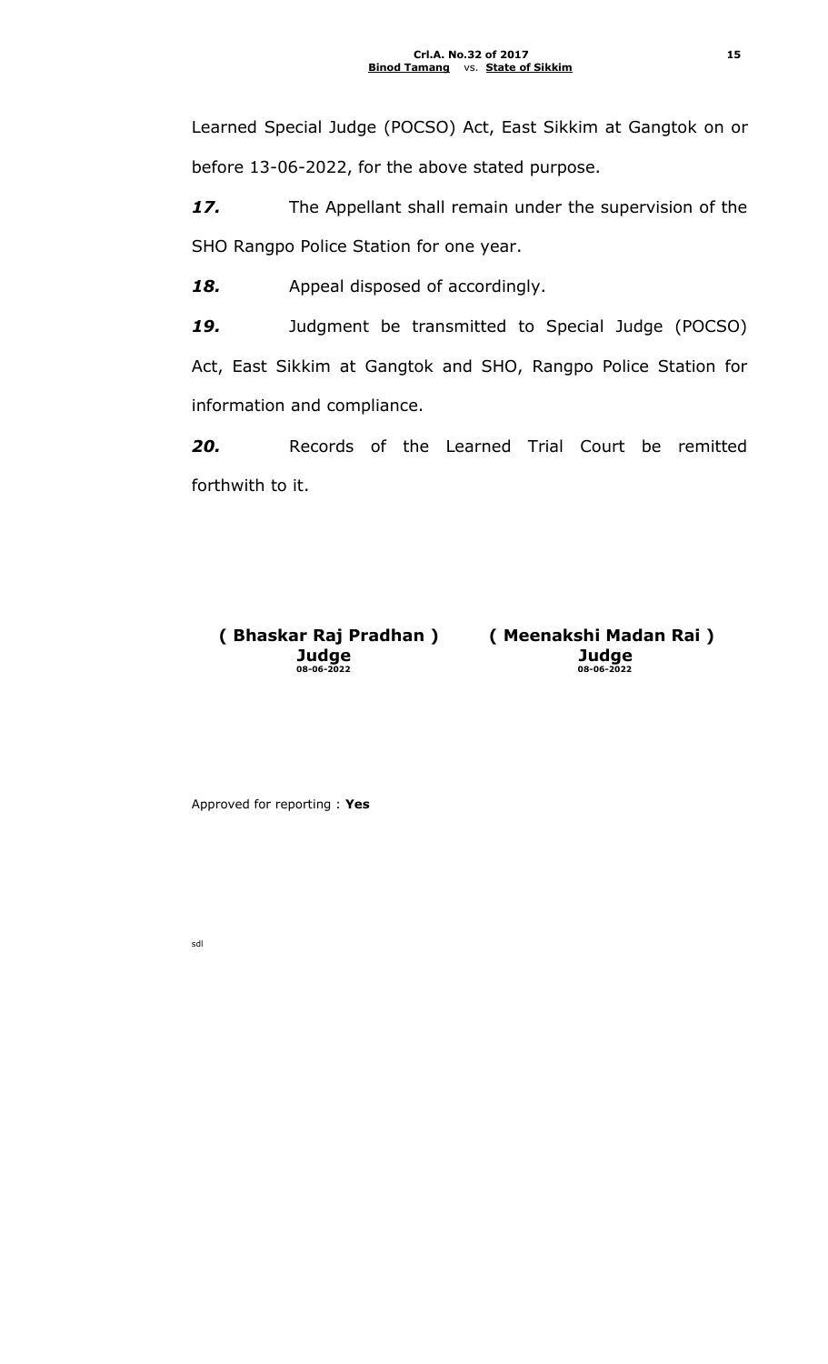Learned Special Judge (POCSO) Act, East Sikkim at Gangtok on or before 13-06-2022, for the above stated purpose.

***17.*** The Appellant shall remain under the supervision of the SHO Rangpo Police Station for one year.

***18.*** Appeal disposed of accordingly.

***19.*** Judgment be transmitted to Special Judge (POCSO) Act, East Sikkim at Gangtok and SHO, Rangpo Police Station for information and compliance.

***20.*** Records of the Learned Trial Court be remitted forthwith to it.

**( Bhaskar Raj Pradhan )**
**Judge**
**08-06-2022**

**( Meenakshi Madan Rai )**
**Judge**
**08-06-2022**

Approved for reporting : **Yes**

sdl